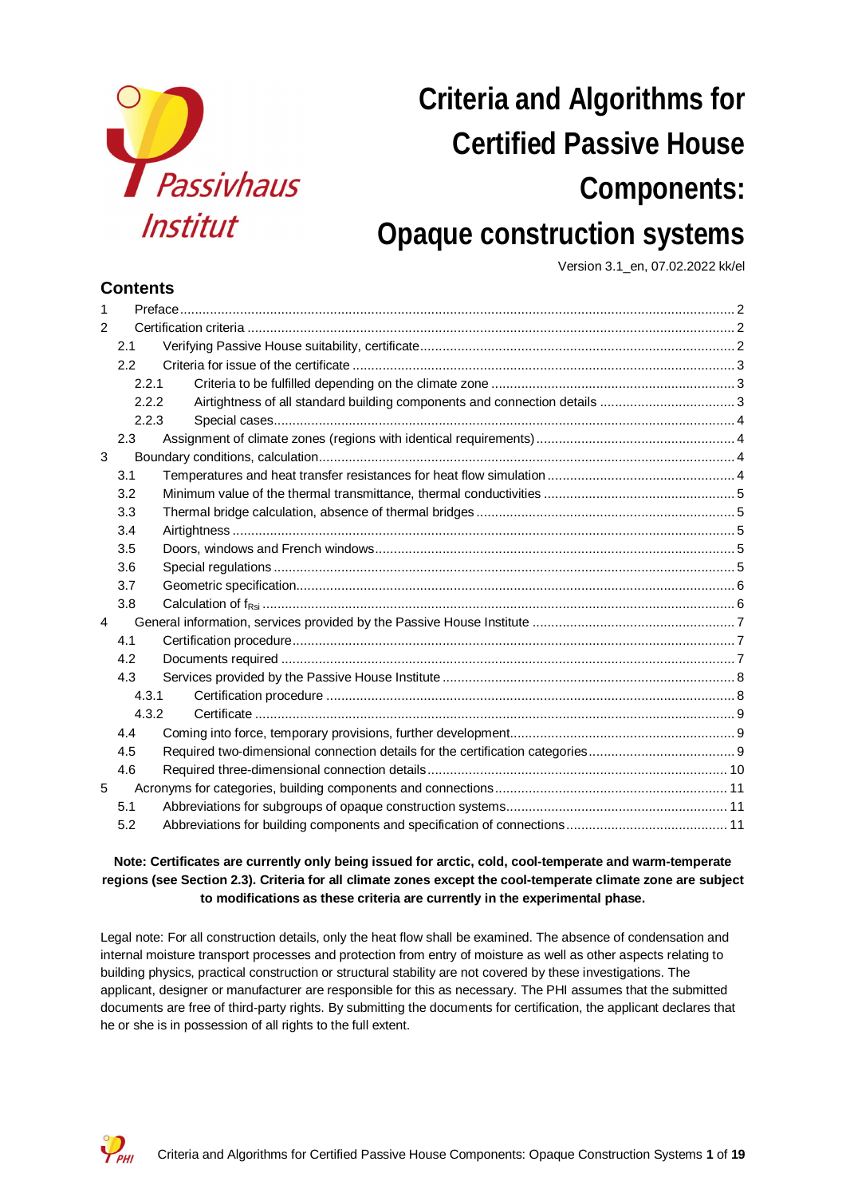# Criteria and Algorithms for Certified Passive House Components: Opaque construction systems

Version 3.1_en, 07.02.2022 kk/el

## Contents

1 Preface .... 2
2 Certification criteria .... 2
 2.1 Verifying Passive House suitability, certificate .... 2
 2.2 Criteria for issue of the certificate .... 3
  2.2.1 Criteria to be fulfilled depending on the climate zone .... 3
  2.2.2 Airtightness of all standard building components and connection details .... 3
  2.2.3 Special cases .... 4
 2.3 Assignment of climate zones (regions with identical requirements) .... 4
3 Boundary conditions, calculation .... 4
 3.1 Temperatures and heat transfer resistances for heat flow simulation .... 4
 3.2 Minimum value of the thermal transmittance, thermal conductivities .... 5
 3.3 Thermal bridge calculation, absence of thermal bridges .... 5
 3.4 Airtightness .... 5
 3.5 Doors, windows and French windows .... 5
 3.6 Special regulations .... 5
 3.7 Geometric specification .... 6
 3.8 Calculation of $f_{Rsi}$ .... 6
4 General information, services provided by the Passive House Institute .... 7
 4.1 Certification procedure .... 7
 4.2 Documents required .... 7
 4.3 Services provided by the Passive House Institute .... 8
  4.3.1 Certification procedure .... 8
  4.3.2 Certificate .... 9
 4.4 Coming into force, temporary provisions, further development .... 9
 4.5 Required two-dimensional connection details for the certification categories .... 9
 4.6 Required three-dimensional connection details .... 10
5 Acronyms for categories, building components and connections .... 11
 5.1 Abbreviations for subgroups of opaque construction systems .... 11
 5.2 Abbreviations for building components and specification of connections .... 11

**Note: Certificates are currently only being issued for arctic, cold, cool-temperate and warm-temperate regions (see Section 2.3). Criteria for all climate zones except the cool-temperate climate zone are subject to modifications as these criteria are currently in the experimental phase.**

Legal note: For all construction details, only the heat flow shall be examined. The absence of condensation and internal moisture transport processes and protection from entry of moisture as well as other aspects relating to building physics, practical construction or structural stability are not covered by these investigations. The applicant, designer or manufacturer are responsible for this as necessary. The PHI assumes that the submitted documents are free of third-party rights. By submitting the documents for certification, the applicant declares that he or she is in possession of all rights to the full extent.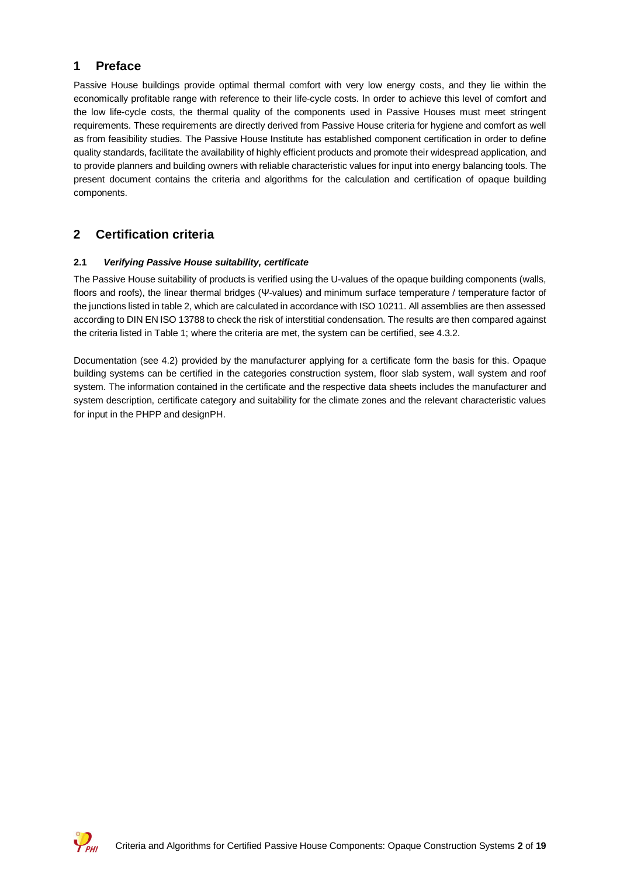# 1 Preface

Passive House buildings provide optimal thermal comfort with very low energy costs, and they lie within the economically profitable range with reference to their life-cycle costs. In order to achieve this level of comfort and the low life-cycle costs, the thermal quality of the components used in Passive Houses must meet stringent requirements. These requirements are directly derived from Passive House criteria for hygiene and comfort as well as from feasibility studies. The Passive House Institute has established component certification in order to define quality standards, facilitate the availability of highly efficient products and promote their widespread application, and to provide planners and building owners with reliable characteristic values for input into energy balancing tools. The present document contains the criteria and algorithms for the calculation and certification of opaque building components.

# 2 Certification criteria

### 2.1 *Verifying Passive House suitability, certificate*

The Passive House suitability of products is verified using the U-values of the opaque building components (walls, floors and roofs), the linear thermal bridges (Ψ-values) and minimum surface temperature / temperature factor of the junctions listed in table 2, which are calculated in accordance with ISO 10211. All assemblies are then assessed according to DIN EN ISO 13788 to check the risk of interstitial condensation. The results are then compared against the criteria listed in Table 1; where the criteria are met, the system can be certified, see 4.3.2.

Documentation (see 4.2) provided by the manufacturer applying for a certificate form the basis for this. Opaque building systems can be certified in the categories construction system, floor slab system, wall system and roof system. The information contained in the certificate and the respective data sheets includes the manufacturer and system description, certificate category and suitability for the climate zones and the relevant characteristic values for input in the PHPP and designPH.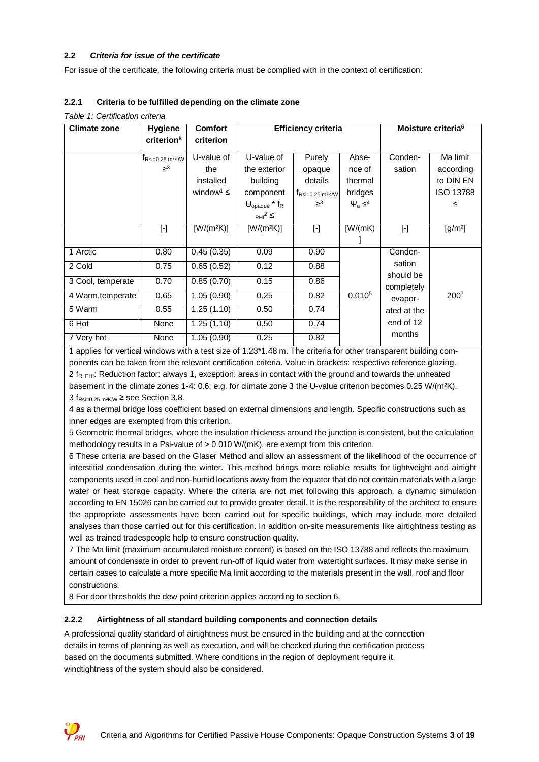### 2.2 *Criteria for issue of the certificate*

For issue of the certificate, the following criteria must be complied with in the context of certification:

#### 2.2.1 Criteria to be fulfilled depending on the climate zone

*Table 1: Certification criteria*

| Climate zone | Hygiene criterion[8] | Comfort criterion | Efficiency criteria | | | Moisture criteria[6] | |
|---|---|---|---|---|---|---|---|
| | $f_{Rsi=0.25\ m^2K/W}$ ≥[3] | U-value of the installed window[1] ≤ | U-value of the exterior building component $U_{opaque} * f_{R\ PHI}$[2] ≤ | Purely opaque details $f_{Rsi=0.25\ m^2K/W}$ ≥[3] | Absence of thermal bridges $\Psi_a$ ≤[4] | Condensation | Ma limit according to DIN EN ISO 13788 ≤ |
| | [-] | [W/(m²K)] | [W/(m²K)] | [-] | [W/(mK)] | [-] | [g/m²] |
| 1 Arctic | 0.80 | 0.45 (0.35) | 0.09 | 0.90 | 0.010[5] | Condensation should be completely evaporated at the end of 12 months | 200[7] |
| 2 Cold | 0.75 | 0.65 (0.52) | 0.12 | 0.88 | | | |
| 3 Cool, temperate | 0.70 | 0.85 (0.70) | 0.15 | 0.86 | | | |
| 4 Warm,temperate | 0.65 | 1.05 (0.90) | 0.25 | 0.82 | | | |
| 5 Warm | 0.55 | 1.25 (1.10) | 0.50 | 0.74 | | | |
| 6 Hot | None | 1.25 (1.10) | 0.50 | 0.74 | | | |
| 7 Very hot | None | 1.05 (0.90) | 0.25 | 0.82 | | | |

1 applies for vertical windows with a test size of 1.23*1.48 m. The criteria for other transparent building components can be taken from the relevant certification criteria. Value in brackets: respective reference glazing.

2 $f_{R,\ PHI}$: Reduction factor: always 1, exception: areas in contact with the ground and towards the unheated basement in the climate zones 1-4: 0.6; e.g. for climate zone 3 the U-value criterion becomes 0.25 W/(m²K).

3 $f_{Rsi=0.25\ m^2K/W}$ ≥ see Section 3.8.

4 as a thermal bridge loss coefficient based on external dimensions and length. Specific constructions such as inner edges are exempted from this criterion.

5 Geometric thermal bridges, where the insulation thickness around the junction is consistent, but the calculation methodology results in a Psi-value of > 0.010 W/(mK), are exempt from this criterion.

6 These criteria are based on the Glaser Method and allow an assessment of the likelihood of the occurrence of interstitial condensation during the winter. This method brings more reliable results for lightweight and airtight components used in cool and non-humid locations away from the equator that do not contain materials with a large water or heat storage capacity. Where the criteria are not met following this approach, a dynamic simulation according to EN 15026 can be carried out to provide greater detail. It is the responsibility of the architect to ensure the appropriate assessments have been carried out for specific buildings, which may include more detailed analyses than those carried out for this certification. In addition on-site measurements like airtightness testing as well as trained tradespeople help to ensure construction quality.

7 The Ma limit (maximum accumulated moisture content) is based on the ISO 13788 and reflects the maximum amount of condensate in order to prevent run-off of liquid water from watertight surfaces. It may make sense in certain cases to calculate a more specific Ma limit according to the materials present in the wall, roof and floor constructions.

8 For door thresholds the dew point criterion applies according to section 6.

#### 2.2.2 Airtightness of all standard building components and connection details

A professional quality standard of airtightness must be ensured in the building and at the connection details in terms of planning as well as execution, and will be checked during the certification process based on the documents submitted. Where conditions in the region of deployment require it, windtightness of the system should also be considered.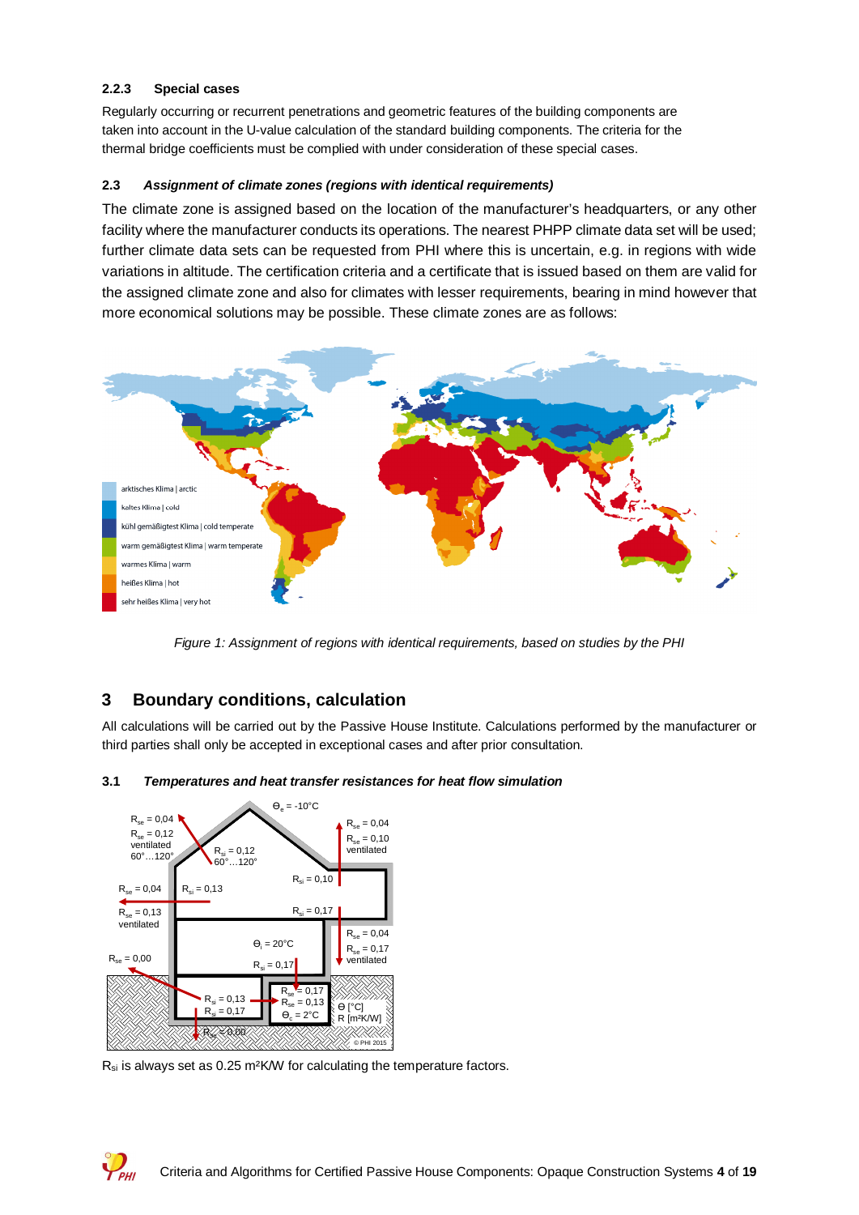### 2.2.3 Special cases

Regularly occurring or recurrent penetrations and geometric features of the building components are taken into account in the U-value calculation of the standard building components. The criteria for the thermal bridge coefficients must be complied with under consideration of these special cases.

## 2.3 *Assignment of climate zones (regions with identical requirements)*

The climate zone is assigned based on the location of the manufacturer's headquarters, or any other facility where the manufacturer conducts its operations. The nearest PHPP climate data set will be used; further climate data sets can be requested from PHI where this is uncertain, e.g. in regions with wide variations in altitude. The certification criteria and a certificate that is issued based on them are valid for the assigned climate zone and also for climates with lesser requirements, bearing in mind however that more economical solutions may be possible. These climate zones are as follows:

*Figure 1: Assignment of regions with identical requirements, based on studies by the PHI*

# 3 Boundary conditions, calculation

All calculations will be carried out by the Passive House Institute. Calculations performed by the manufacturer or third parties shall only be accepted in exceptional cases and after prior consultation.

## 3.1 *Temperatures and heat transfer resistances for heat flow simulation*

$R_{si}$ is always set as 0.25 m²K/W for calculating the temperature factors.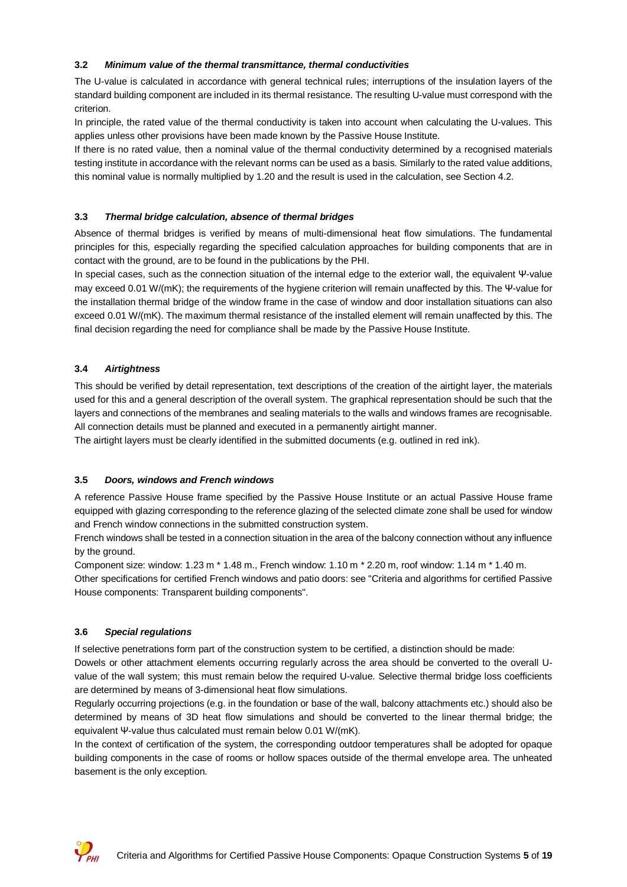### 3.2 *Minimum value of the thermal transmittance, thermal conductivities*

The U-value is calculated in accordance with general technical rules; interruptions of the insulation layers of the standard building component are included in its thermal resistance. The resulting U-value must correspond with the criterion.

In principle, the rated value of the thermal conductivity is taken into account when calculating the U-values. This applies unless other provisions have been made known by the Passive House Institute.

If there is no rated value, then a nominal value of the thermal conductivity determined by a recognised materials testing institute in accordance with the relevant norms can be used as a basis. Similarly to the rated value additions, this nominal value is normally multiplied by 1.20 and the result is used in the calculation, see Section 4.2.

### 3.3 *Thermal bridge calculation, absence of thermal bridges*

Absence of thermal bridges is verified by means of multi-dimensional heat flow simulations. The fundamental principles for this, especially regarding the specified calculation approaches for building components that are in contact with the ground, are to be found in the publications by the PHI.

In special cases, such as the connection situation of the internal edge to the exterior wall, the equivalent Ψ-value may exceed 0.01 W/(mK); the requirements of the hygiene criterion will remain unaffected by this. The Ψ-value for the installation thermal bridge of the window frame in the case of window and door installation situations can also exceed 0.01 W/(mK). The maximum thermal resistance of the installed element will remain unaffected by this. The final decision regarding the need for compliance shall be made by the Passive House Institute.

### 3.4 *Airtightness*

This should be verified by detail representation, text descriptions of the creation of the airtight layer, the materials used for this and a general description of the overall system. The graphical representation should be such that the layers and connections of the membranes and sealing materials to the walls and windows frames are recognisable. All connection details must be planned and executed in a permanently airtight manner.

The airtight layers must be clearly identified in the submitted documents (e.g. outlined in red ink).

### 3.5 *Doors, windows and French windows*

A reference Passive House frame specified by the Passive House Institute or an actual Passive House frame equipped with glazing corresponding to the reference glazing of the selected climate zone shall be used for window and French window connections in the submitted construction system.

French windows shall be tested in a connection situation in the area of the balcony connection without any influence by the ground.

Component size: window: 1.23 m * 1.48 m., French window: 1.10 m * 2.20 m, roof window: 1.14 m * 1.40 m.

Other specifications for certified French windows and patio doors: see "Criteria and algorithms for certified Passive House components: Transparent building components".

### 3.6 *Special regulations*

If selective penetrations form part of the construction system to be certified, a distinction should be made:

Dowels or other attachment elements occurring regularly across the area should be converted to the overall U-value of the wall system; this must remain below the required U-value. Selective thermal bridge loss coefficients are determined by means of 3-dimensional heat flow simulations.

Regularly occurring projections (e.g. in the foundation or base of the wall, balcony attachments etc.) should also be determined by means of 3D heat flow simulations and should be converted to the linear thermal bridge; the equivalent Ψ-value thus calculated must remain below 0.01 W/(mK).

In the context of certification of the system, the corresponding outdoor temperatures shall be adopted for opaque building components in the case of rooms or hollow spaces outside of the thermal envelope area. The unheated basement is the only exception.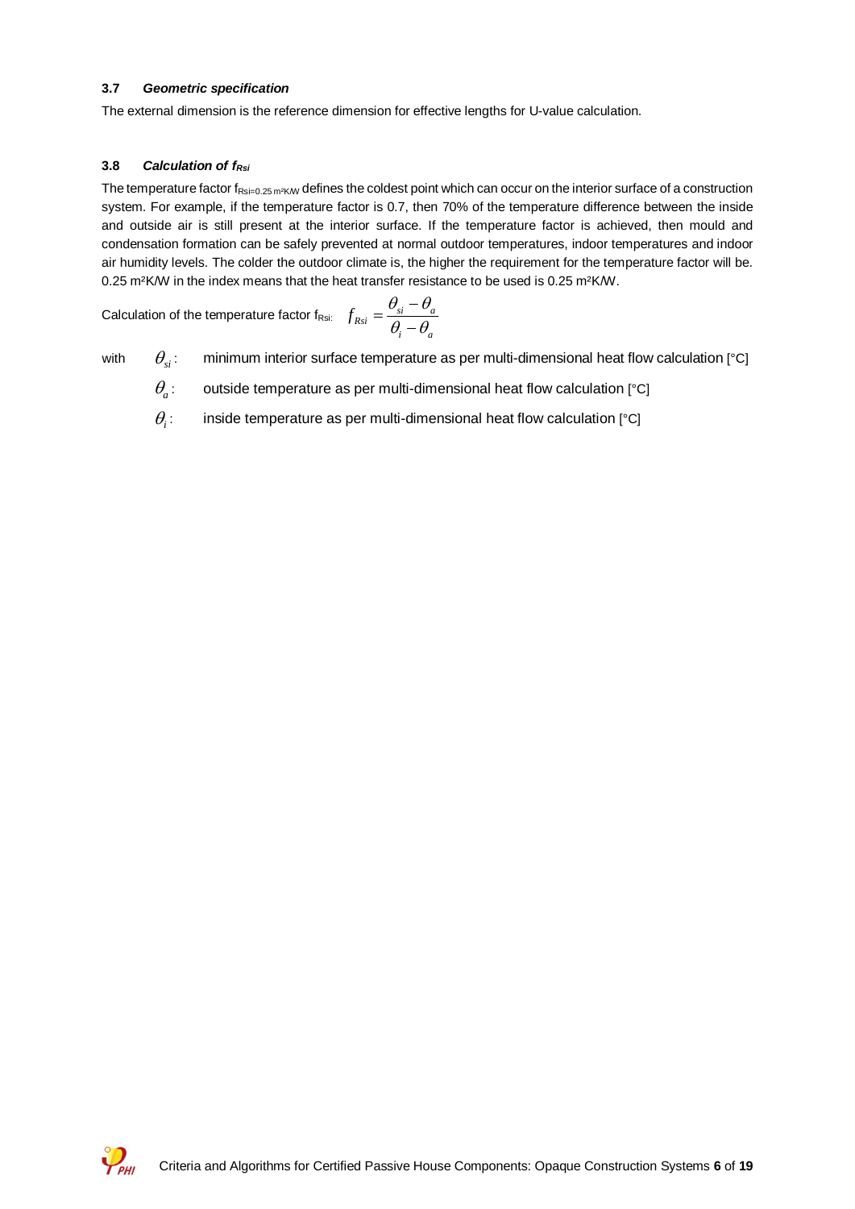### 3.7 *Geometric specification*

The external dimension is the reference dimension for effective lengths for U-value calculation.

### 3.8 *Calculation of $f_{Rsi}$*

The temperature factor $f_{Rsi=0.25\,m^2K/W}$ defines the coldest point which can occur on the interior surface of a construction system. For example, if the temperature factor is 0.7, then 70% of the temperature difference between the inside and outside air is still present at the interior surface. If the temperature factor is achieved, then mould and condensation formation can be safely prevented at normal outdoor temperatures, indoor temperatures and indoor air humidity levels. The colder the outdoor climate is, the higher the requirement for the temperature factor will be. 0.25 m²K/W in the index means that the heat transfer resistance to be used is 0.25 m²K/W.

Calculation of the temperature factor $f_{Rsi}$:

$$f_{Rsi} = \frac{\theta_{si} - \theta_a}{\theta_i - \theta_a}$$

with

- $\theta_{si}$: minimum interior surface temperature as per multi-dimensional heat flow calculation [°C]
- $\theta_a$: outside temperature as per multi-dimensional heat flow calculation [°C]
- $\theta_i$: inside temperature as per multi-dimensional heat flow calculation [°C]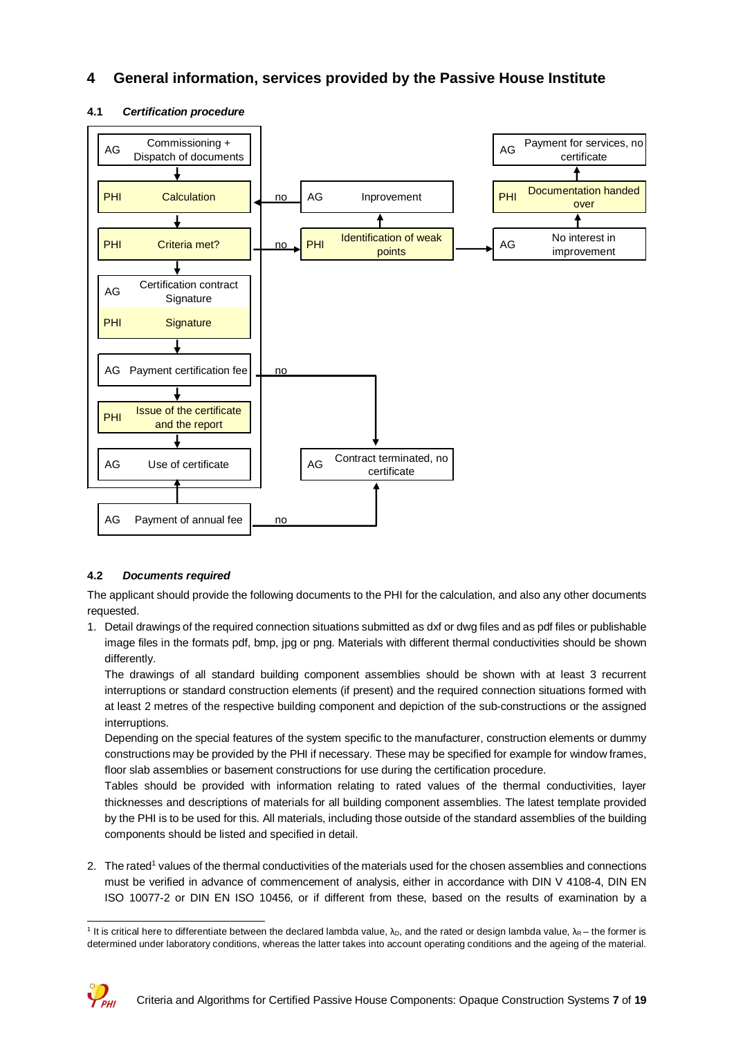## 4 General information, services provided by the Passive House Institute

### 4.1 *Certification procedure*

- AG – Commissioning + Dispatch of documents
- PHI – Calculation
- PHI – Criteria met? (no → PHI – Identification of weak points)
  - PHI – Identification of weak points → AG – Improvement → (no) → PHI – Calculation
  - PHI – Identification of weak points → AG – No interest in improvement → PHI – Documentation handed over → AG – Payment for services, no certificate
- AG – Certification contract Signature
- PHI – Signature
- AG – Payment certification fee (no → AG – Contract terminated, no certificate)
- PHI – Issue of the certificate and the report
- AG – Use of certificate
- AG – Payment of annual fee (no → AG – Contract terminated, no certificate)

### 4.2 *Documents required*

The applicant should provide the following documents to the PHI for the calculation, and also any other documents requested.

1. Detail drawings of the required connection situations submitted as dxf or dwg files and as pdf files or publishable image files in the formats pdf, bmp, jpg or png. Materials with different thermal conductivities should be shown differently.

   The drawings of all standard building component assemblies should be shown with at least 3 recurrent interruptions or standard construction elements (if present) and the required connection situations formed with at least 2 metres of the respective building component and depiction of the sub-constructions or the assigned interruptions.

   Depending on the special features of the system specific to the manufacturer, construction elements or dummy constructions may be provided by the PHI if necessary. These may be specified for example for window frames, floor slab assemblies or basement constructions for use during the certification procedure.

   Tables should be provided with information relating to rated values of the thermal conductivities, layer thicknesses and descriptions of materials for all building component assemblies. The latest template provided by the PHI is to be used for this. All materials, including those outside of the standard assemblies of the building components should be listed and specified in detail.

2. The rated[1] values of the thermal conductivities of the materials used for the chosen assemblies and connections must be verified in advance of commencement of analysis, either in accordance with DIN V 4108-4, DIN EN ISO 10077-2 or DIN EN ISO 10456, or if different from these, based on the results of examination by a

---

[1] It is critical here to differentiate between the declared lambda value, $\lambda_D$, and the rated or design lambda value, $\lambda_R$ – the former is determined under laboratory conditions, whereas the latter takes into account operating conditions and the ageing of the material.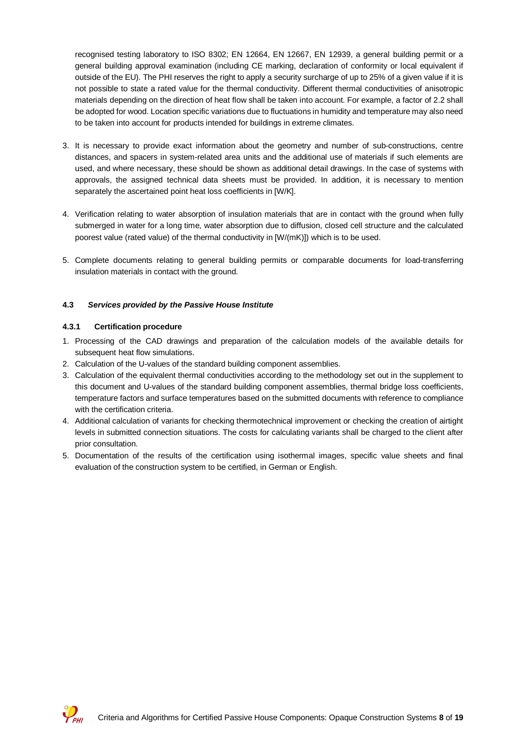recognised testing laboratory to ISO 8302; EN 12664, EN 12667, EN 12939, a general building permit or a general building approval examination (including CE marking, declaration of conformity or local equivalent if outside of the EU). The PHI reserves the right to apply a security surcharge of up to 25% of a given value if it is not possible to state a rated value for the thermal conductivity. Different thermal conductivities of anisotropic materials depending on the direction of heat flow shall be taken into account. For example, a factor of 2.2 shall be adopted for wood. Location specific variations due to fluctuations in humidity and temperature may also need to be taken into account for products intended for buildings in extreme climates.

3. It is necessary to provide exact information about the geometry and number of sub-constructions, centre distances, and spacers in system-related area units and the additional use of materials if such elements are used, and where necessary, these should be shown as additional detail drawings. In the case of systems with approvals, the assigned technical data sheets must be provided. In addition, it is necessary to mention separately the ascertained point heat loss coefficients in [W/K].

4. Verification relating to water absorption of insulation materials that are in contact with the ground when fully submerged in water for a long time, water absorption due to diffusion, closed cell structure and the calculated poorest value (rated value) of the thermal conductivity in [W/(mK)]) which is to be used.

5. Complete documents relating to general building permits or comparable documents for load-transferring insulation materials in contact with the ground.

### 4.3 *Services provided by the Passive House Institute*

#### 4.3.1 Certification procedure

1. Processing of the CAD drawings and preparation of the calculation models of the available details for subsequent heat flow simulations.
2. Calculation of the U-values of the standard building component assemblies.
3. Calculation of the equivalent thermal conductivities according to the methodology set out in the supplement to this document and U-values of the standard building component assemblies, thermal bridge loss coefficients, temperature factors and surface temperatures based on the submitted documents with reference to compliance with the certification criteria.
4. Additional calculation of variants for checking thermotechnical improvement or checking the creation of airtight levels in submitted connection situations. The costs for calculating variants shall be charged to the client after prior consultation.
5. Documentation of the results of the certification using isothermal images, specific value sheets and final evaluation of the construction system to be certified, in German or English.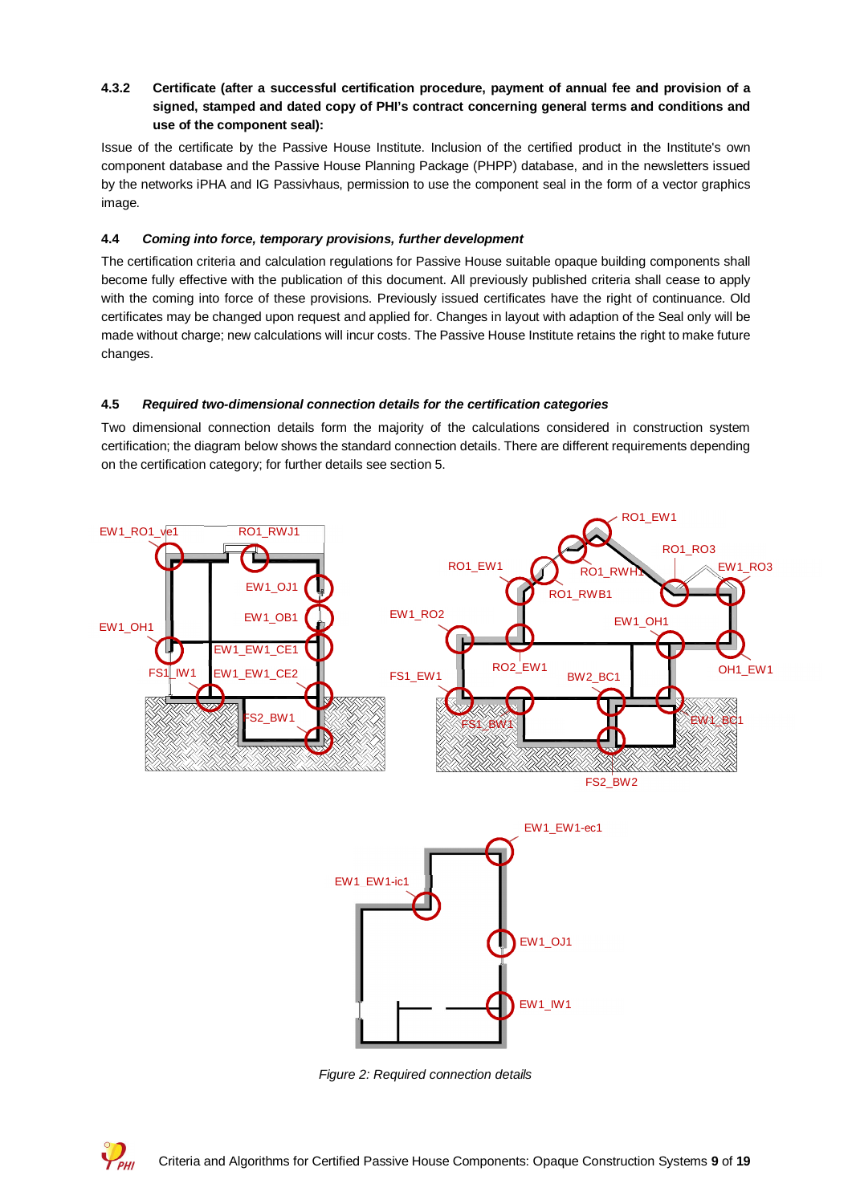#### 4.3.2 Certificate (after a successful certification procedure, payment of annual fee and provision of a signed, stamped and dated copy of PHI's contract concerning general terms and conditions and use of the component seal):

Issue of the certificate by the Passive House Institute. Inclusion of the certified product in the Institute's own component database and the Passive House Planning Package (PHPP) database, and in the newsletters issued by the networks iPHA and IG Passivhaus, permission to use the component seal in the form of a vector graphics image.

### 4.4 *Coming into force, temporary provisions, further development*

The certification criteria and calculation regulations for Passive House suitable opaque building components shall become fully effective with the publication of this document. All previously published criteria shall cease to apply with the coming into force of these provisions. Previously issued certificates have the right of continuance. Old certificates may be changed upon request and applied for. Changes in layout with adaption of the Seal only will be made without charge; new calculations will incur costs. The Passive House Institute retains the right to make future changes.

### 4.5 *Required two-dimensional connection details for the certification categories*

Two dimensional connection details form the majority of the calculations considered in construction system certification; the diagram below shows the standard connection details. There are different requirements depending on the certification category; for further details see section 5.

*Figure 2: Required connection details*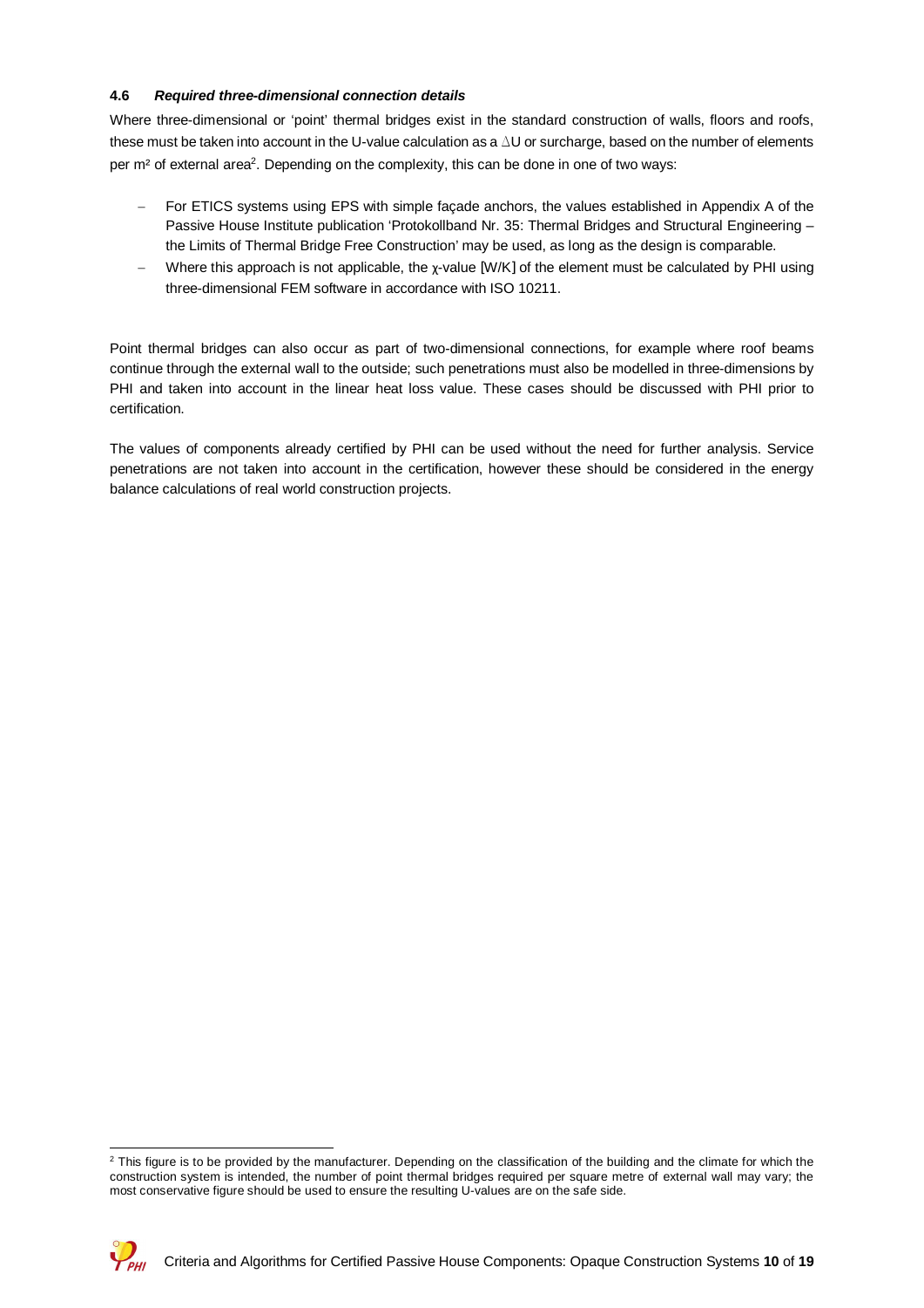### 4.6 *Required three-dimensional connection details*

Where three-dimensional or 'point' thermal bridges exist in the standard construction of walls, floors and roofs, these must be taken into account in the U-value calculation as a $\Delta U$ or surcharge, based on the number of elements per m² of external area[2]. Depending on the complexity, this can be done in one of two ways:

- For ETICS systems using EPS with simple façade anchors, the values established in Appendix A of the Passive House Institute publication 'Protokollband Nr. 35: Thermal Bridges and Structural Engineering – the Limits of Thermal Bridge Free Construction' may be used, as long as the design is comparable.
- Where this approach is not applicable, the $\chi$-value [W/K] of the element must be calculated by PHI using three-dimensional FEM software in accordance with ISO 10211.

Point thermal bridges can also occur as part of two-dimensional connections, for example where roof beams continue through the external wall to the outside; such penetrations must also be modelled in three-dimensions by PHI and taken into account in the linear heat loss value. These cases should be discussed with PHI prior to certification.

The values of components already certified by PHI can be used without the need for further analysis. Service penetrations are not taken into account in the certification, however these should be considered in the energy balance calculations of real world construction projects.

[2] This figure is to be provided by the manufacturer. Depending on the classification of the building and the climate for which the construction system is intended, the number of point thermal bridges required per square metre of external wall may vary; the most conservative figure should be used to ensure the resulting U-values are on the safe side.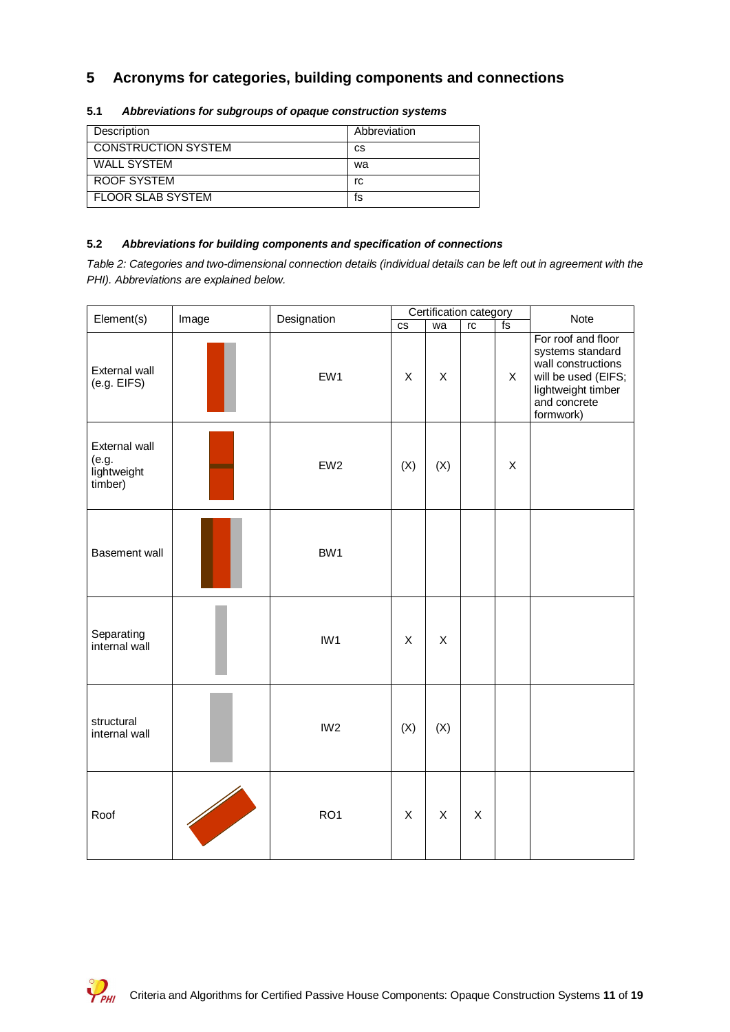# 5 Acronyms for categories, building components and connections

## 5.1 *Abbreviations for subgroups of opaque construction systems*

| Description | Abbreviation |
|---|---|
| CONSTRUCTION SYSTEM | cs |
| WALL SYSTEM | wa |
| ROOF SYSTEM | rc |
| FLOOR SLAB SYSTEM | fs |

## 5.2 *Abbreviations for building components and specification of connections*

*Table 2: Categories and two-dimensional connection details (individual details can be left out in agreement with the PHI). Abbreviations are explained below.*

| Element(s) | Image | Designation | Certification category | | | | Note |
|---|---|---|---|---|---|---|---|
| | | | cs | wa | rc | fs | |
| External wall (e.g. EIFS) | | EW1 | X | X | | X | For roof and floor systems standard wall constructions will be used (EIFS; lightweight timber and concrete formwork) |
| External wall (e.g. lightweight timber) | | EW2 | (X) | (X) | | X | |
| Basement wall | | BW1 | | | | | |
| Separating internal wall | | IW1 | X | X | | | |
| structural internal wall | | IW2 | (X) | (X) | | | |
| Roof | | RO1 | X | X | X | | |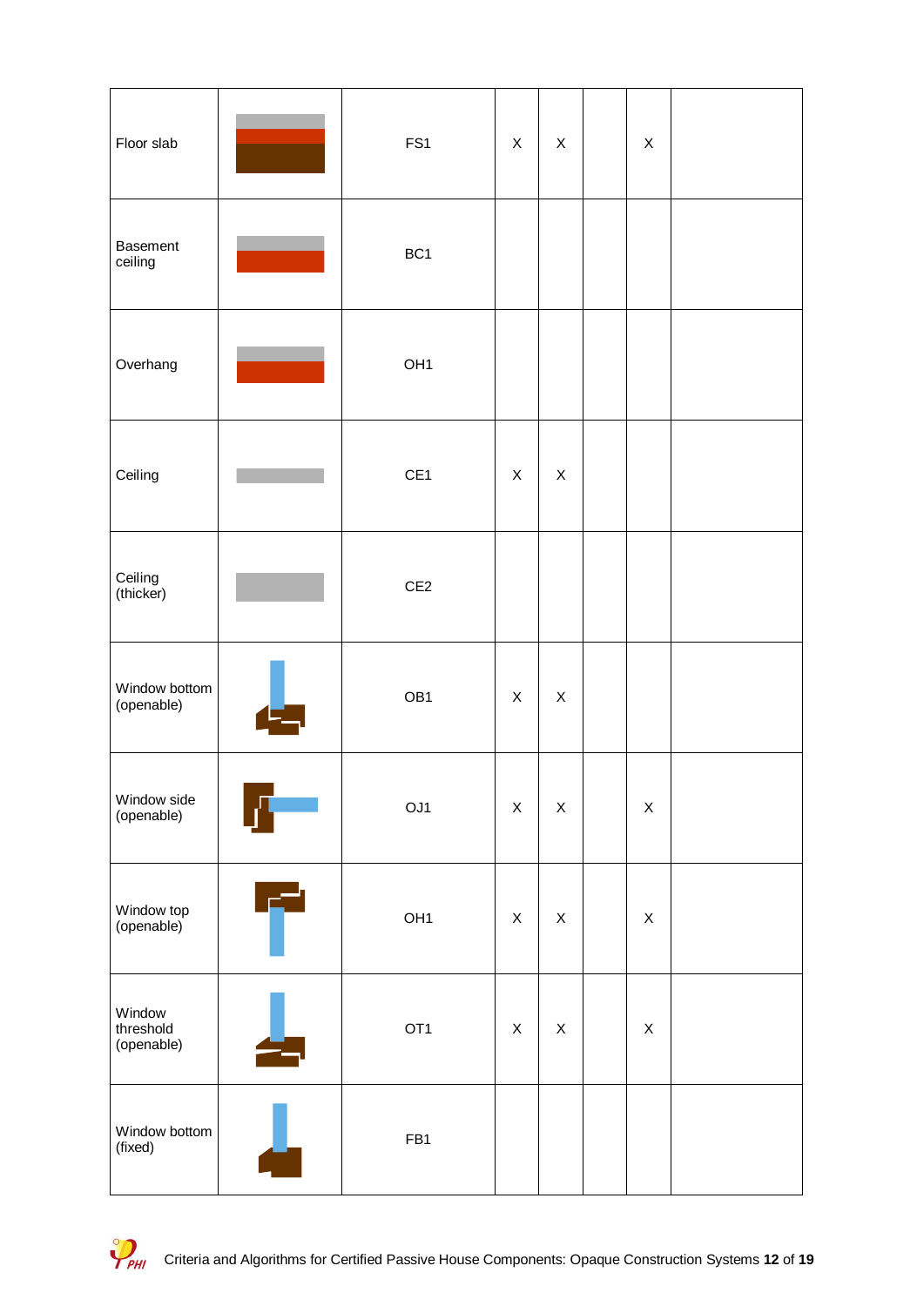| | | | | | | | |
|---|---|---|---|---|---|---|---|
| Floor slab | | FS1 | X | X | | X | |
| Basement ceiling | | BC1 | | | | | |
| Overhang | | OH1 | | | | | |
| Ceiling | | CE1 | X | X | | | |
| Ceiling (thicker) | | CE2 | | | | | |
| Window bottom (openable) | | OB1 | X | X | | | |
| Window side (openable) | | OJ1 | X | X | | X | |
| Window top (openable) | | OH1 | X | X | | X | |
| Window threshold (openable) | | OT1 | X | X | | X | |
| Window bottom (fixed) | | FB1 | | | | | |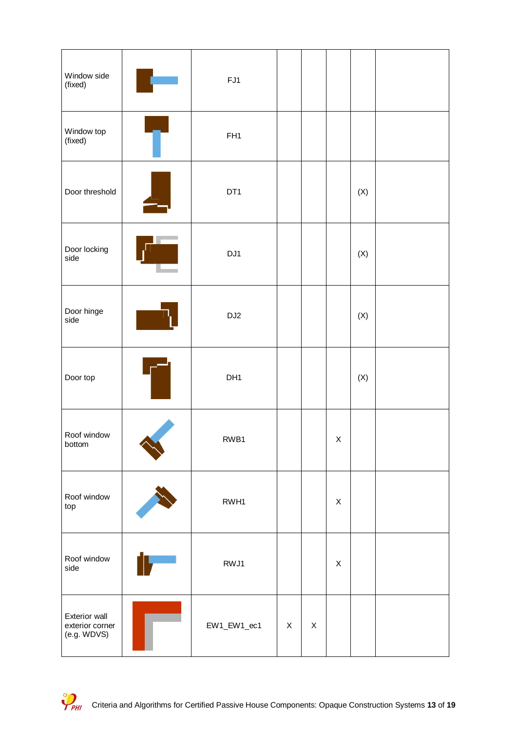| | | | | | | | |
|---|---|---|---|---|---|---|---|
| Window side (fixed) | | FJ1 | | | | | |
| Window top (fixed) | | FH1 | | | | | |
| Door threshold | | DT1 | | | | (X) | |
| Door locking side | | DJ1 | | | | (X) | |
| Door hinge side | | DJ2 | | | | (X) | |
| Door top | | DH1 | | | | (X) | |
| Roof window bottom | | RWB1 | | | X | | |
| Roof window top | | RWH1 | | | X | | |
| Roof window side | | RWJ1 | | | X | | |
| Exterior wall exterior corner (e.g. WDVS) | | EW1_EW1_ec1 | X | X | | | |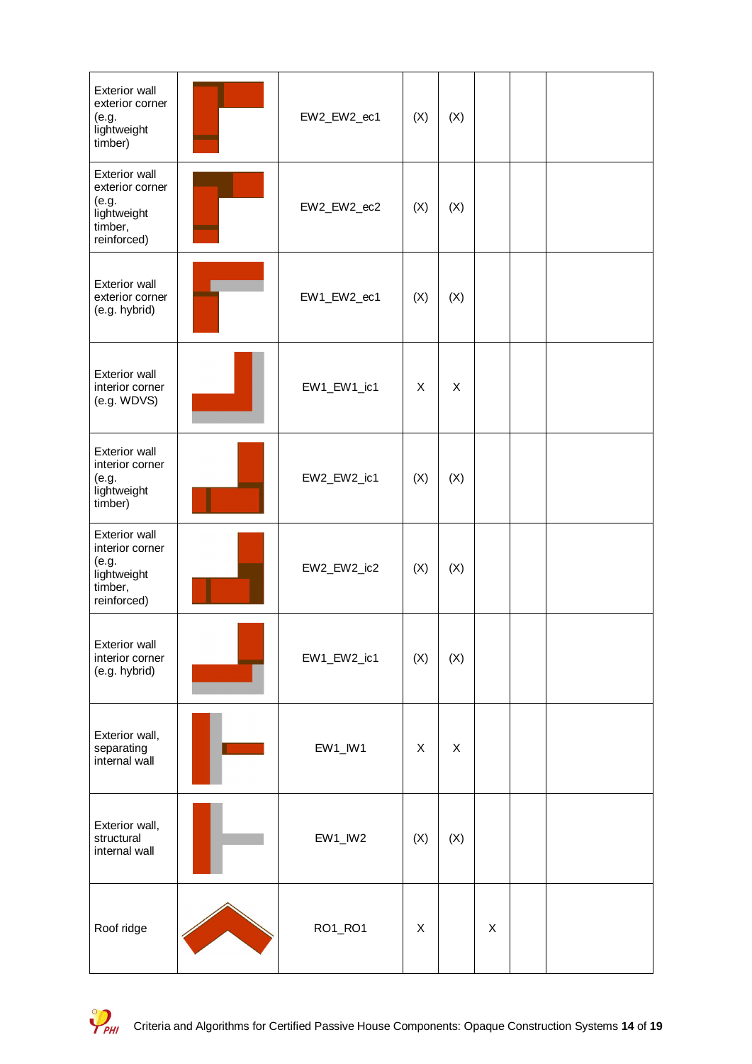| | | | | | | | |
|---|---|---|---|---|---|---|---|
| Exterior wall exterior corner (e.g. lightweight timber) | | EW2_EW2_ec1 | (X) | (X) | | | |
| Exterior wall exterior corner (e.g. lightweight timber, reinforced) | | EW2_EW2_ec2 | (X) | (X) | | | |
| Exterior wall exterior corner (e.g. hybrid) | | EW1_EW2_ec1 | (X) | (X) | | | |
| Exterior wall interior corner (e.g. WDVS) | | EW1_EW1_ic1 | X | X | | | |
| Exterior wall interior corner (e.g. lightweight timber) | | EW2_EW2_ic1 | (X) | (X) | | | |
| Exterior wall interior corner (e.g. lightweight timber, reinforced) | | EW2_EW2_ic2 | (X) | (X) | | | |
| Exterior wall interior corner (e.g. hybrid) | | EW1_EW2_ic1 | (X) | (X) | | | |
| Exterior wall, separating internal wall | | EW1_IW1 | X | X | | | |
| Exterior wall, structural internal wall | | EW1_IW2 | (X) | (X) | | | |
| Roof ridge | | RO1_RO1 | X | | X | | |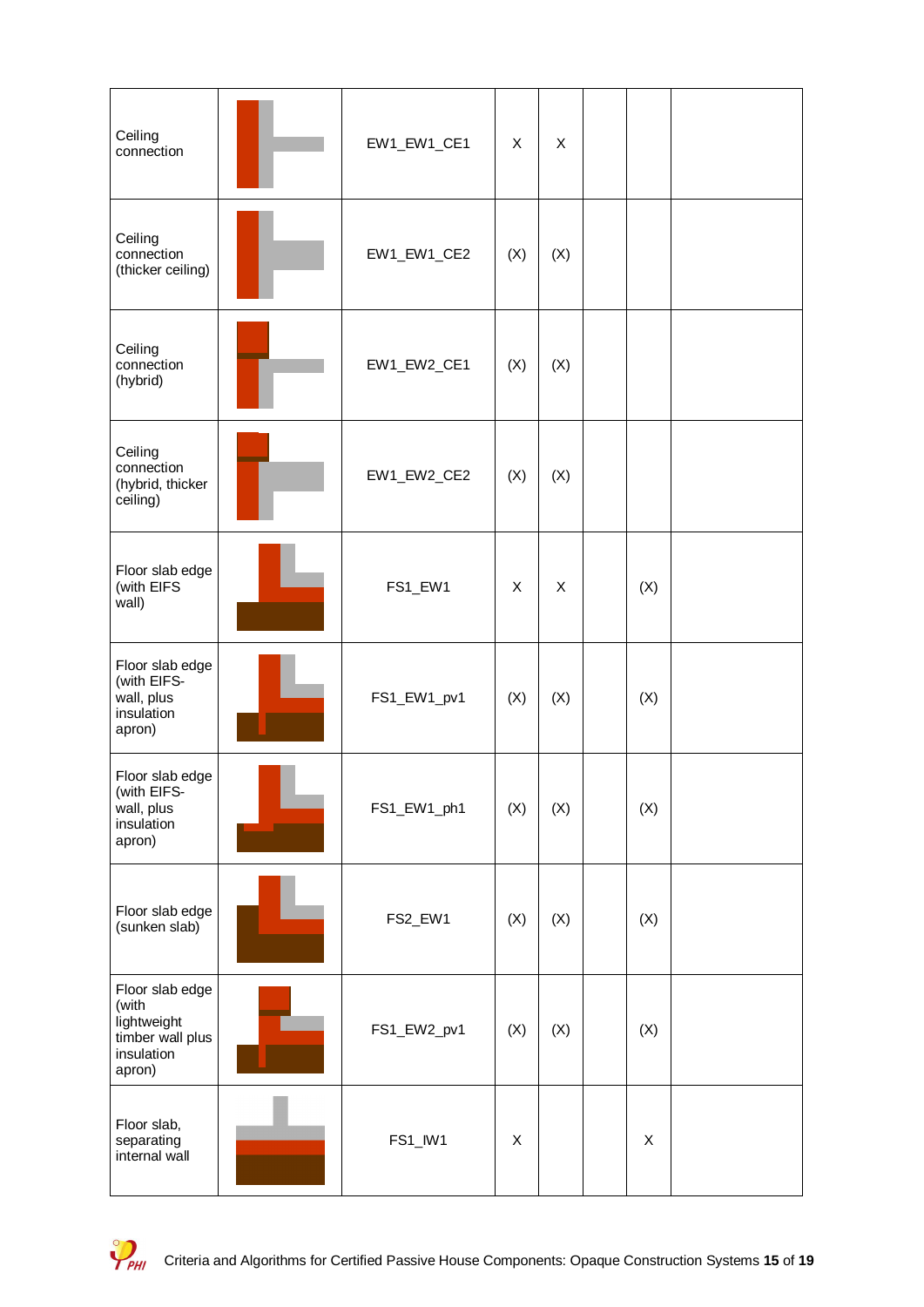| | | | | | | | |
|---|---|---|---|---|---|---|---|
| Ceiling connection | | EW1_EW1_CE1 | X | X | | | |
| Ceiling connection (thicker ceiling) | | EW1_EW1_CE2 | (X) | (X) | | | |
| Ceiling connection (hybrid) | | EW1_EW2_CE1 | (X) | (X) | | | |
| Ceiling connection (hybrid, thicker ceiling) | | EW1_EW2_CE2 | (X) | (X) | | | |
| Floor slab edge (with EIFS wall) | | FS1_EW1 | X | X | | (X) | |
| Floor slab edge (with EIFS-wall, plus insulation apron) | | FS1_EW1_pv1 | (X) | (X) | | (X) | |
| Floor slab edge (with EIFS-wall, plus insulation apron) | | FS1_EW1_ph1 | (X) | (X) | | (X) | |
| Floor slab edge (sunken slab) | | FS2_EW1 | (X) | (X) | | (X) | |
| Floor slab edge (with lightweight timber wall plus insulation apron) | | FS1_EW2_pv1 | (X) | (X) | | (X) | |
| Floor slab, separating internal wall | | FS1_IW1 | X | | | X | |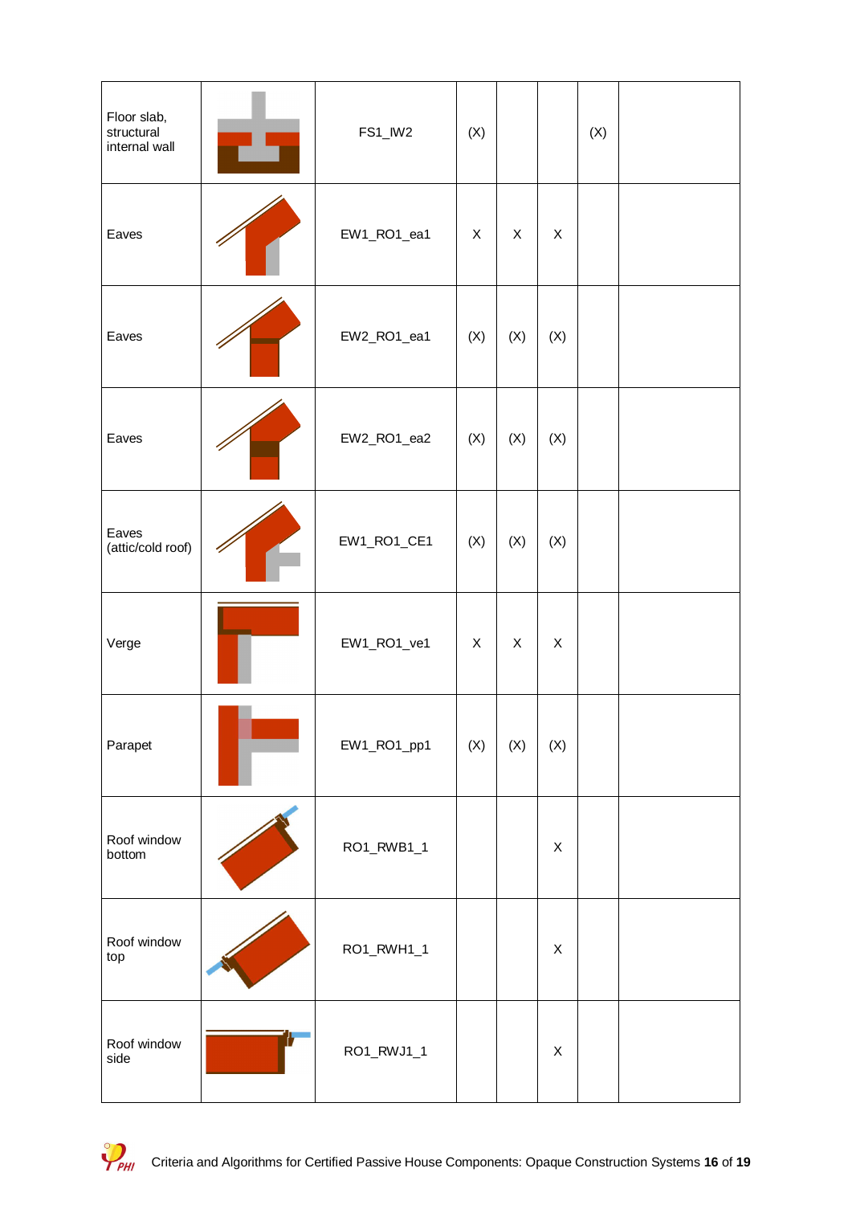| | | | | | | | |
|---|---|---|---|---|---|---|---|
| Floor slab, structural internal wall | | FS1_IW2 | (X) | | | (X) | |
| Eaves | | EW1_RO1_ea1 | X | X | X | | |
| Eaves | | EW2_RO1_ea1 | (X) | (X) | (X) | | |
| Eaves | | EW2_RO1_ea2 | (X) | (X) | (X) | | |
| Eaves (attic/cold roof) | | EW1_RO1_CE1 | (X) | (X) | (X) | | |
| Verge | | EW1_RO1_ve1 | X | X | X | | |
| Parapet | | EW1_RO1_pp1 | (X) | (X) | (X) | | |
| Roof window bottom | | RO1_RWB1_1 | | | X | | |
| Roof window top | | RO1_RWH1_1 | | | X | | |
| Roof window side | | RO1_RWJ1_1 | | | X | | |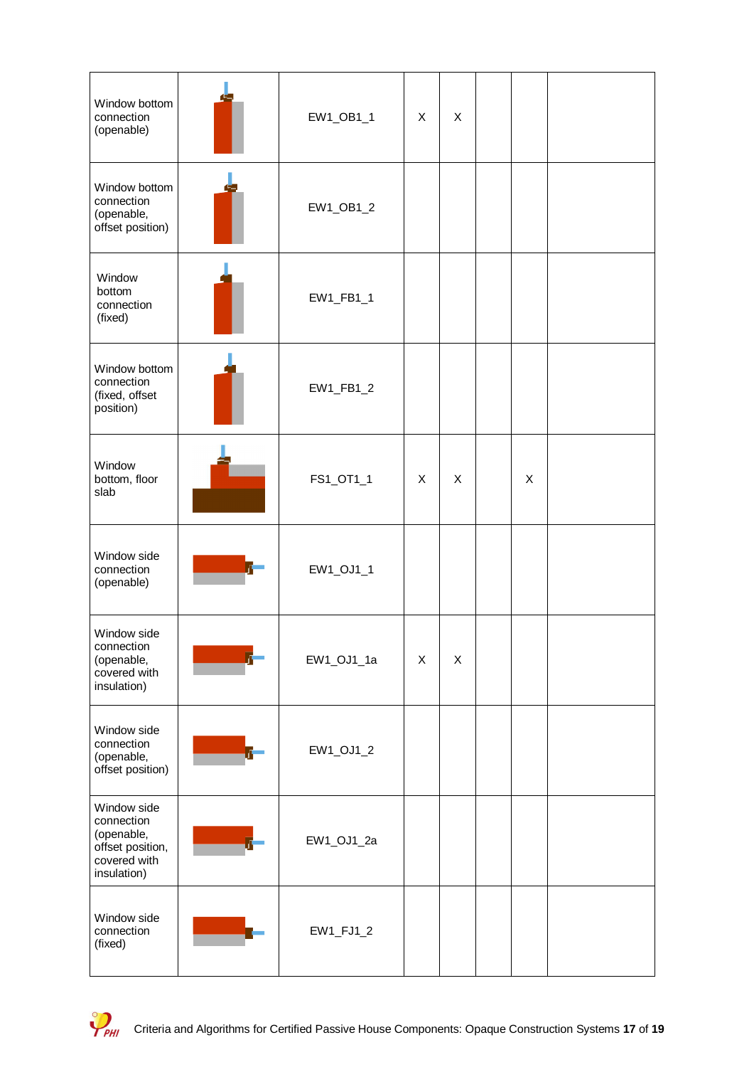| | | | | | | | |
|---|---|---|---|---|---|---|---|
| Window bottom connection (openable) | | EW1_OB1_1 | X | X | | | |
| Window bottom connection (openable, offset position) | | EW1_OB1_2 | | | | | |
| Window bottom connection (fixed) | | EW1_FB1_1 | | | | | |
| Window bottom connection (fixed, offset position) | | EW1_FB1_2 | | | | | |
| Window bottom, floor slab | | FS1_OT1_1 | X | X | | X | |
| Window side connection (openable) | | EW1_OJ1_1 | | | | | |
| Window side connection (openable, covered with insulation) | | EW1_OJ1_1a | X | X | | | |
| Window side connection (openable, offset position) | | EW1_OJ1_2 | | | | | |
| Window side connection (openable, offset position, covered with insulation) | | EW1_OJ1_2a | | | | | |
| Window side connection (fixed) | | EW1_FJ1_2 | | | | | |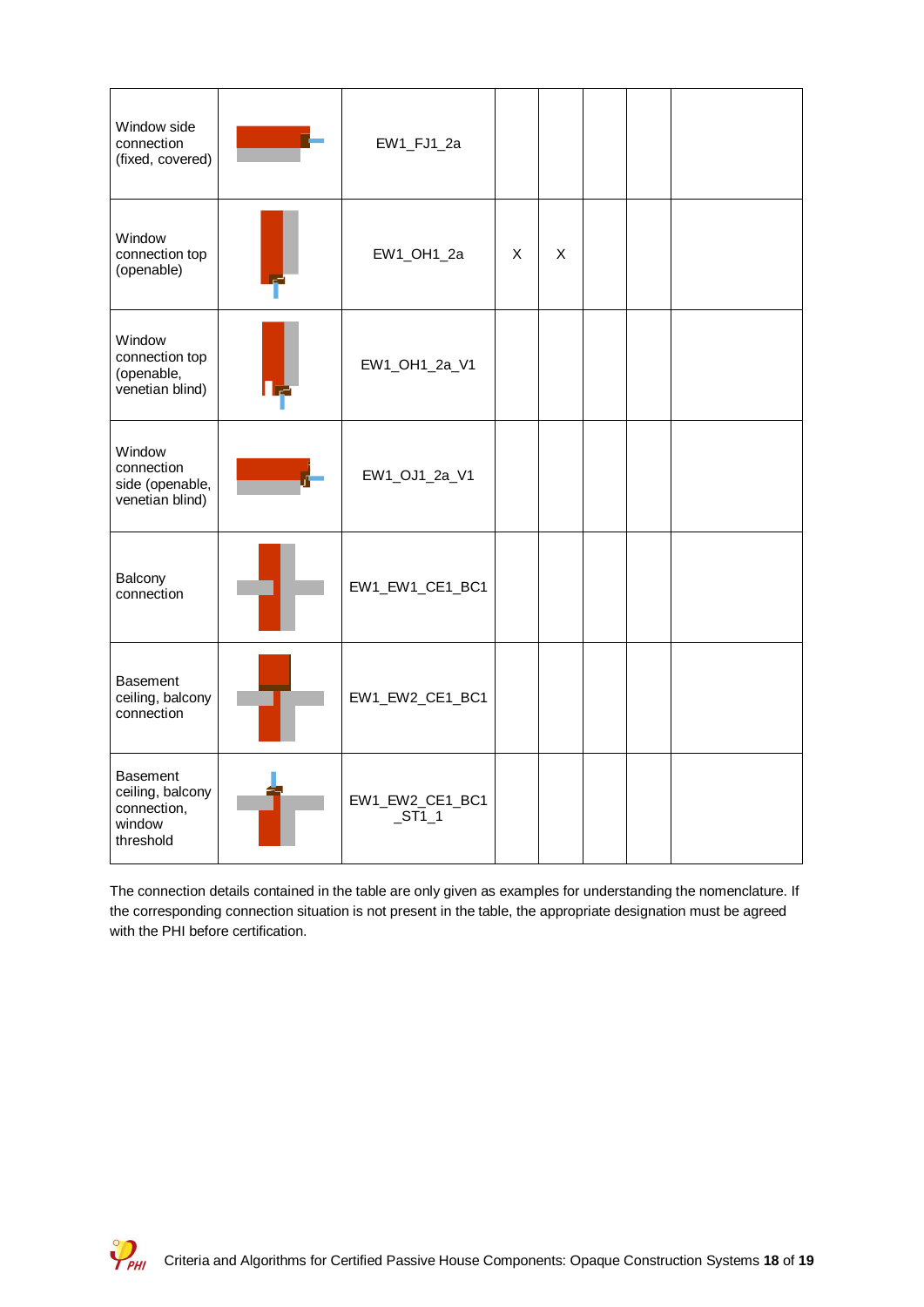| | | | | | | | |
|---|---|---|---|---|---|---|---|
| Window side connection (fixed, covered) | | EW1_FJ1_2a | | | | | |
| Window connection top (openable) | | EW1_OH1_2a | X | X | | | |
| Window connection top (openable, venetian blind) | | EW1_OH1_2a_V1 | | | | | |
| Window connection side (openable, venetian blind) | | EW1_OJ1_2a_V1 | | | | | |
| Balcony connection | | EW1_EW1_CE1_BC1 | | | | | |
| Basement ceiling, balcony connection | | EW1_EW2_CE1_BC1 | | | | | |
| Basement ceiling, balcony connection, window threshold | | EW1_EW2_CE1_BC1_ST1_1 | | | | | |

The connection details contained in the table are only given as examples for understanding the nomenclature. If the corresponding connection situation is not present in the table, the appropriate designation must be agreed with the PHI before certification.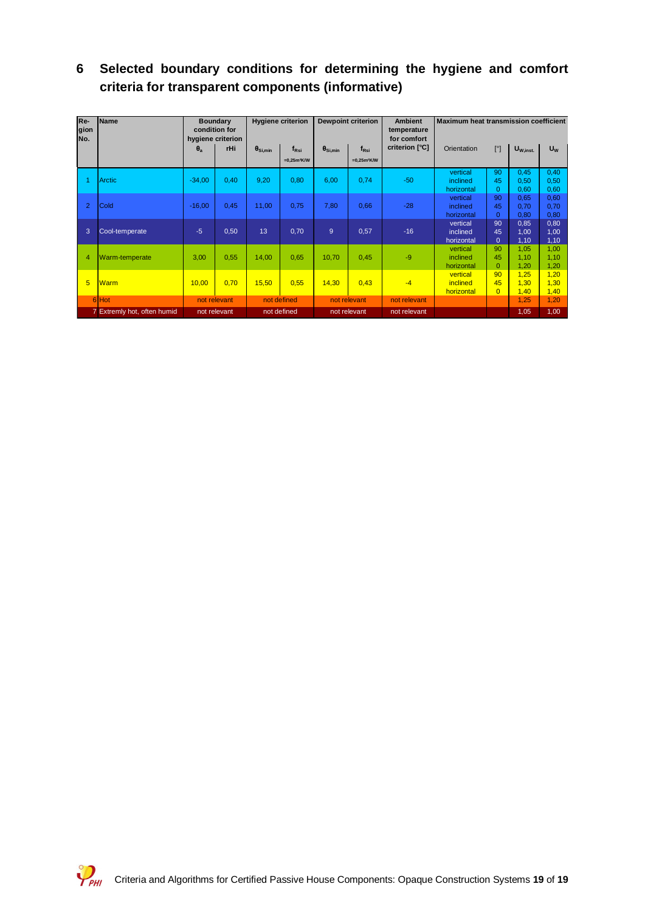## 6 Selected boundary conditions for determining the hygiene and comfort criteria for transparent components (informative)

| Region No. | Name | Boundary condition for hygiene criterion | | Hygiene criterion | | Dewpoint criterion | | Ambient temperature for comfort criterion [°C] | Maximum heat transmission coefficient | | | |
|---|---|---|---|---|---|---|---|---|---|---|---|---|
| | | $\theta_a$ | rHi | $\theta_{Si,min}$ | $f_{Rsi}$ $=0{,}25m^2K/W$ | $\theta_{Si,min}$ | $f_{Rsi}$ $=0{,}25m^2K/W$ | | Orientation | [°] | $U_{W,inst.}$ | $U_W$ |
| 1 | Arctic | -34,00 | 0,40 | 9,20 | 0,80 | 6,00 | 0,74 | -50 | vertical | 90 | 0,45 | 0,40 |
| | | | | | | | | | inclined | 45 | 0,50 | 0,50 |
| | | | | | | | | | horizontal | 0 | 0,60 | 0,60 |
| 2 | Cold | -16,00 | 0,45 | 11,00 | 0,75 | 7,80 | 0,66 | -28 | vertical | 90 | 0,65 | 0,60 |
| | | | | | | | | | inclined | 45 | 0,70 | 0,70 |
| | | | | | | | | | horizontal | 0 | 0,80 | 0,80 |
| 3 | Cool-temperate | -5 | 0,50 | 13 | 0,70 | 9 | 0,57 | -16 | vertical | 90 | 0,85 | 0,80 |
| | | | | | | | | | inclined | 45 | 1,00 | 1,00 |
| | | | | | | | | | horizontal | 0 | 1,10 | 1,10 |
| 4 | Warm-temperate | 3,00 | 0,55 | 14,00 | 0,65 | 10,70 | 0,45 | -9 | vertical | 90 | 1,05 | 1,00 |
| | | | | | | | | | inclined | 45 | 1,10 | 1,10 |
| | | | | | | | | | horizontal | 0 | 1,20 | 1,20 |
| 5 | Warm | 10,00 | 0,70 | 15,50 | 0,55 | 14,30 | 0,43 | -4 | vertical | 90 | 1,20 | 1,20 |
| | | | | | | | | | inclined | 45 | 1,30 | 1,30 |
| | | | | | | | | | horizontal | 0 | 1,40 | 1,40 |
| 6 | Hot | not relevant | | not defined | | not relevant | | not relevant | | | 1,25 | 1,20 |
| 7 | Extremly hot, often humid | not relevant | | not defined | | not relevant | | not relevant | | | 1,05 | 1,00 |